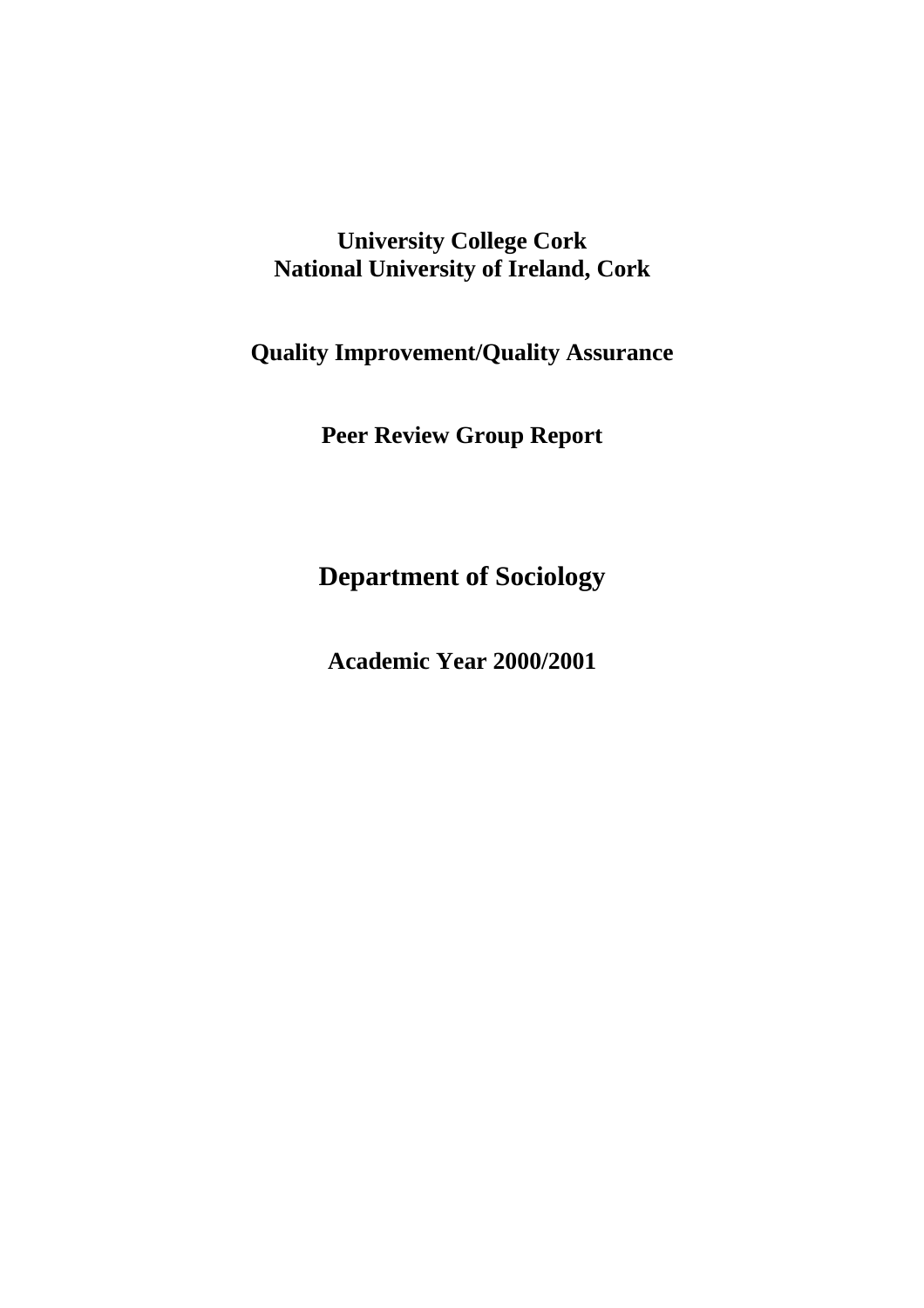**University College Cork**
**National University of Ireland, Cork**

**Quality Improvement/Quality Assurance**

**Peer Review Group Report**

# Department of Sociology

**Academic Year 2000/2001**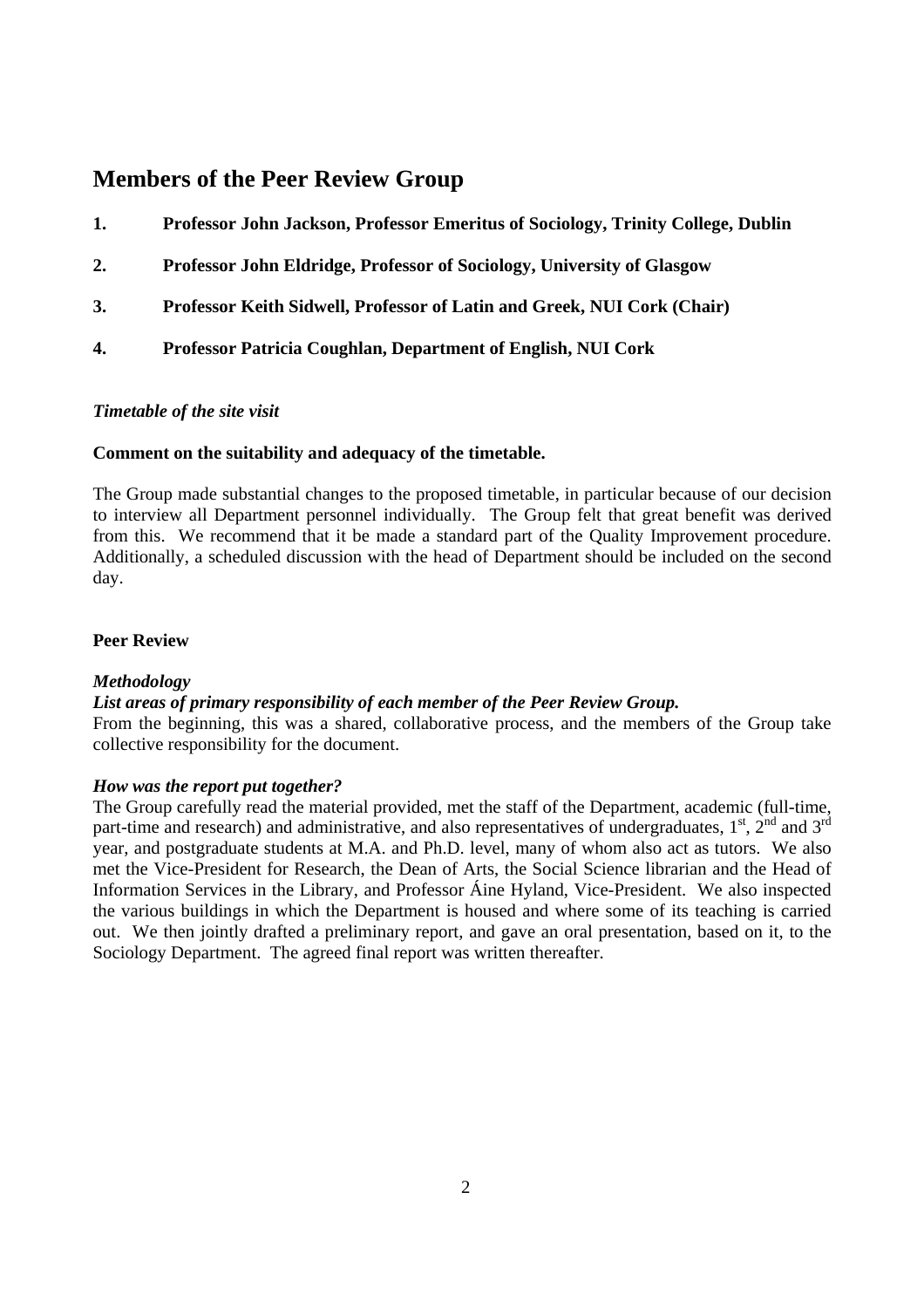## Members of the Peer Review Group

1. **Professor John Jackson, Professor Emeritus of Sociology, Trinity College, Dublin**
2. **Professor John Eldridge, Professor of Sociology, University of Glasgow**
3. **Professor Keith Sidwell, Professor of Latin and Greek, NUI Cork (Chair)**
4. **Professor Patricia Coughlan, Department of English, NUI Cork**

***Timetable of the site visit***

**Comment on the suitability and adequacy of the timetable.**

The Group made substantial changes to the proposed timetable, in particular because of our decision to interview all Department personnel individually. The Group felt that great benefit was derived from this. We recommend that it be made a standard part of the Quality Improvement procedure. Additionally, a scheduled discussion with the head of Department should be included on the second day.

**Peer Review**

***Methodology***

***List areas of primary responsibility of each member of the Peer Review Group.***

From the beginning, this was a shared, collaborative process, and the members of the Group take collective responsibility for the document.

***How was the report put together?***

The Group carefully read the material provided, met the staff of the Department, academic (full-time, part-time and research) and administrative, and also representatives of undergraduates, 1st, 2nd and 3rd year, and postgraduate students at M.A. and Ph.D. level, many of whom also act as tutors. We also met the Vice-President for Research, the Dean of Arts, the Social Science librarian and the Head of Information Services in the Library, and Professor Áine Hyland, Vice-President. We also inspected the various buildings in which the Department is housed and where some of its teaching is carried out. We then jointly drafted a preliminary report, and gave an oral presentation, based on it, to the Sociology Department. The agreed final report was written thereafter.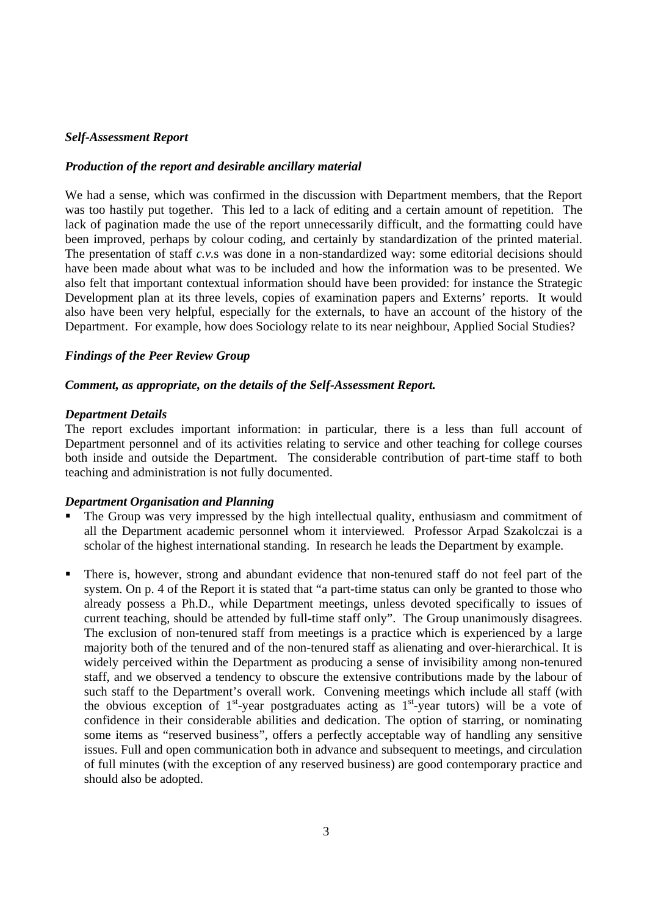### *Self-Assessment Report*

#### *Production of the report and desirable ancillary material*

We had a sense, which was confirmed in the discussion with Department members, that the Report was too hastily put together. This led to a lack of editing and a certain amount of repetition. The lack of pagination made the use of the report unnecessarily difficult, and the formatting could have been improved, perhaps by colour coding, and certainly by standardization of the printed material. The presentation of staff *c.v.*s was done in a non-standardized way: some editorial decisions should have been made about what was to be included and how the information was to be presented. We also felt that important contextual information should have been provided: for instance the Strategic Development plan at its three levels, copies of examination papers and Externs' reports. It would also have been very helpful, especially for the externals, to have an account of the history of the Department. For example, how does Sociology relate to its near neighbour, Applied Social Studies?

### *Findings of the Peer Review Group*

#### *Comment, as appropriate, on the details of the Self-Assessment Report.*

#### *Department Details*

The report excludes important information: in particular, there is a less than full account of Department personnel and of its activities relating to service and other teaching for college courses both inside and outside the Department. The considerable contribution of part-time staff to both teaching and administration is not fully documented.

#### *Department Organisation and Planning*

- The Group was very impressed by the high intellectual quality, enthusiasm and commitment of all the Department academic personnel whom it interviewed. Professor Arpad Szakolczai is a scholar of the highest international standing. In research he leads the Department by example.

- There is, however, strong and abundant evidence that non-tenured staff do not feel part of the system. On p. 4 of the Report it is stated that "a part-time status can only be granted to those who already possess a Ph.D., while Department meetings, unless devoted specifically to issues of current teaching, should be attended by full-time staff only". The Group unanimously disagrees. The exclusion of non-tenured staff from meetings is a practice which is experienced by a large majority both of the tenured and of the non-tenured staff as alienating and over-hierarchical. It is widely perceived within the Department as producing a sense of invisibility among non-tenured staff, and we observed a tendency to obscure the extensive contributions made by the labour of such staff to the Department's overall work. Convening meetings which include all staff (with the obvious exception of 1st-year postgraduates acting as 1st-year tutors) will be a vote of confidence in their considerable abilities and dedication. The option of starring, or nominating some items as "reserved business", offers a perfectly acceptable way of handling any sensitive issues. Full and open communication both in advance and subsequent to meetings, and circulation of full minutes (with the exception of any reserved business) are good contemporary practice and should also be adopted.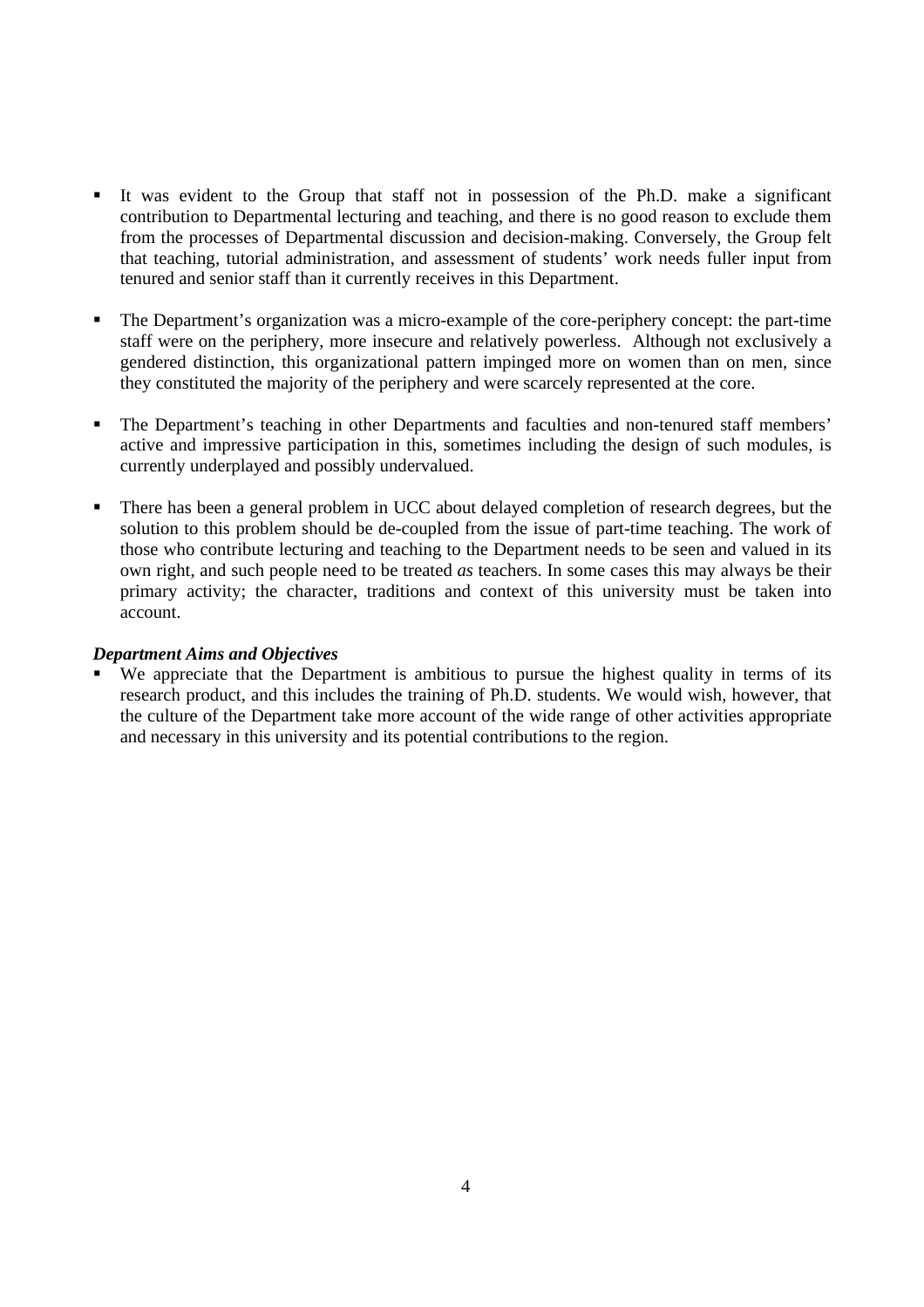- It was evident to the Group that staff not in possession of the Ph.D. make a significant contribution to Departmental lecturing and teaching, and there is no good reason to exclude them from the processes of Departmental discussion and decision-making. Conversely, the Group felt that teaching, tutorial administration, and assessment of students' work needs fuller input from tenured and senior staff than it currently receives in this Department.

- The Department's organization was a micro-example of the core-periphery concept: the part-time staff were on the periphery, more insecure and relatively powerless. Although not exclusively a gendered distinction, this organizational pattern impinged more on women than on men, since they constituted the majority of the periphery and were scarcely represented at the core.

- The Department's teaching in other Departments and faculties and non-tenured staff members' active and impressive participation in this, sometimes including the design of such modules, is currently underplayed and possibly undervalued.

- There has been a general problem in UCC about delayed completion of research degrees, but the solution to this problem should be de-coupled from the issue of part-time teaching. The work of those who contribute lecturing and teaching to the Department needs to be seen and valued in its own right, and such people need to be treated *as* teachers. In some cases this may always be their primary activity; the character, traditions and context of this university must be taken into account.

***Department Aims and Objectives***

- We appreciate that the Department is ambitious to pursue the highest quality in terms of its research product, and this includes the training of Ph.D. students. We would wish, however, that the culture of the Department take more account of the wide range of other activities appropriate and necessary in this university and its potential contributions to the region.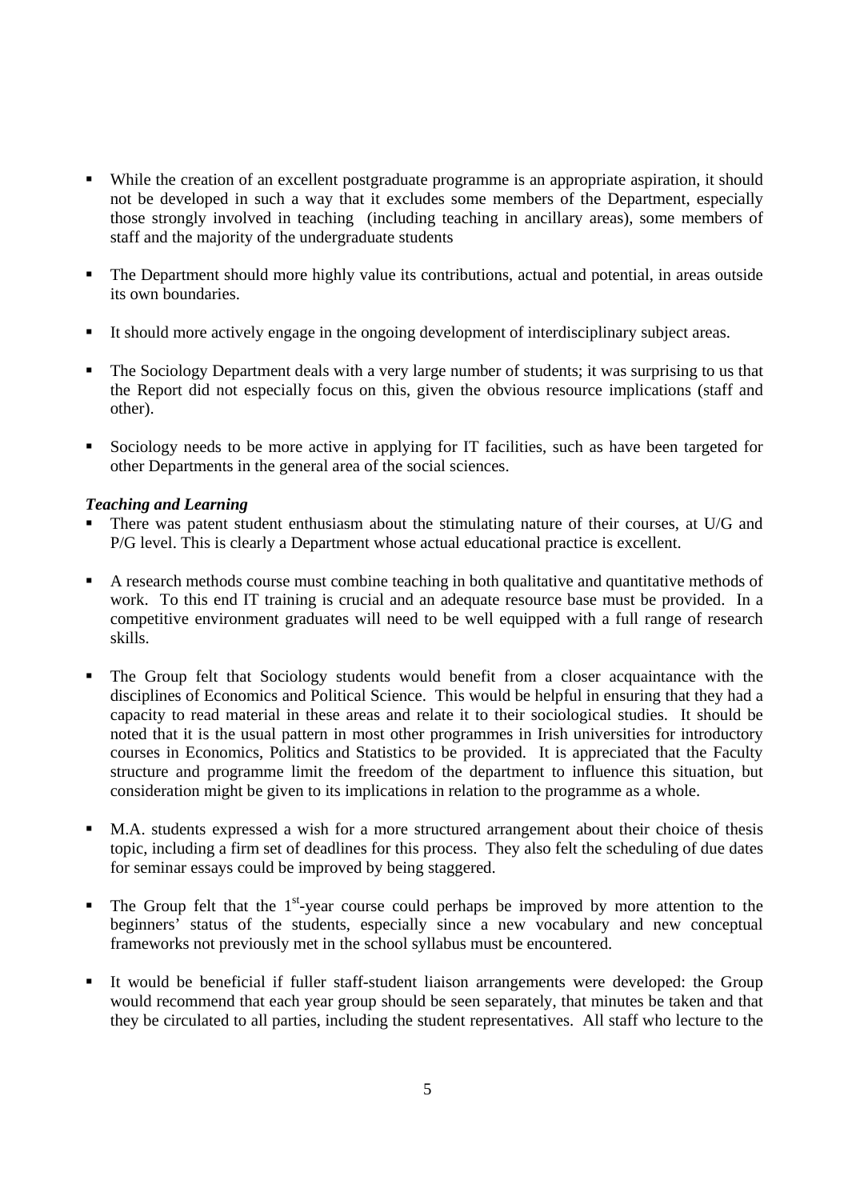- While the creation of an excellent postgraduate programme is an appropriate aspiration, it should not be developed in such a way that it excludes some members of the Department, especially those strongly involved in teaching (including teaching in ancillary areas), some members of staff and the majority of the undergraduate students

- The Department should more highly value its contributions, actual and potential, in areas outside its own boundaries.

- It should more actively engage in the ongoing development of interdisciplinary subject areas.

- The Sociology Department deals with a very large number of students; it was surprising to us that the Report did not especially focus on this, given the obvious resource implications (staff and other).

- Sociology needs to be more active in applying for IT facilities, such as have been targeted for other Departments in the general area of the social sciences.

***Teaching and Learning***

- There was patent student enthusiasm about the stimulating nature of their courses, at U/G and P/G level. This is clearly a Department whose actual educational practice is excellent.

- A research methods course must combine teaching in both qualitative and quantitative methods of work. To this end IT training is crucial and an adequate resource base must be provided. In a competitive environment graduates will need to be well equipped with a full range of research skills.

- The Group felt that Sociology students would benefit from a closer acquaintance with the disciplines of Economics and Political Science. This would be helpful in ensuring that they had a capacity to read material in these areas and relate it to their sociological studies. It should be noted that it is the usual pattern in most other programmes in Irish universities for introductory courses in Economics, Politics and Statistics to be provided. It is appreciated that the Faculty structure and programme limit the freedom of the department to influence this situation, but consideration might be given to its implications in relation to the programme as a whole.

- M.A. students expressed a wish for a more structured arrangement about their choice of thesis topic, including a firm set of deadlines for this process. They also felt the scheduling of due dates for seminar essays could be improved by being staggered.

- The Group felt that the 1st-year course could perhaps be improved by more attention to the beginners' status of the students, especially since a new vocabulary and new conceptual frameworks not previously met in the school syllabus must be encountered.

- It would be beneficial if fuller staff-student liaison arrangements were developed: the Group would recommend that each year group should be seen separately, that minutes be taken and that they be circulated to all parties, including the student representatives. All staff who lecture to the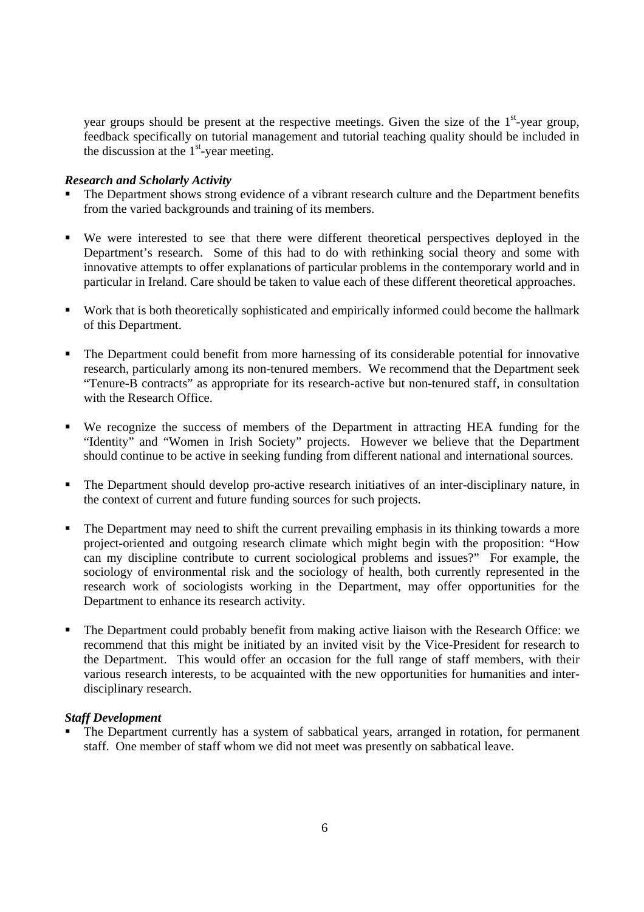year groups should be present at the respective meetings. Given the size of the 1st-year group, feedback specifically on tutorial management and tutorial teaching quality should be included in the discussion at the 1st-year meeting.

***Research and Scholarly Activity***

- The Department shows strong evidence of a vibrant research culture and the Department benefits from the varied backgrounds and training of its members.
- We were interested to see that there were different theoretical perspectives deployed in the Department's research. Some of this had to do with rethinking social theory and some with innovative attempts to offer explanations of particular problems in the contemporary world and in particular in Ireland. Care should be taken to value each of these different theoretical approaches.
- Work that is both theoretically sophisticated and empirically informed could become the hallmark of this Department.
- The Department could benefit from more harnessing of its considerable potential for innovative research, particularly among its non-tenured members. We recommend that the Department seek "Tenure-B contracts" as appropriate for its research-active but non-tenured staff, in consultation with the Research Office.
- We recognize the success of members of the Department in attracting HEA funding for the "Identity" and "Women in Irish Society" projects. However we believe that the Department should continue to be active in seeking funding from different national and international sources.
- The Department should develop pro-active research initiatives of an inter-disciplinary nature, in the context of current and future funding sources for such projects.
- The Department may need to shift the current prevailing emphasis in its thinking towards a more project-oriented and outgoing research climate which might begin with the proposition: "How can my discipline contribute to current sociological problems and issues?" For example, the sociology of environmental risk and the sociology of health, both currently represented in the research work of sociologists working in the Department, may offer opportunities for the Department to enhance its research activity.
- The Department could probably benefit from making active liaison with the Research Office: we recommend that this might be initiated by an invited visit by the Vice-President for research to the Department. This would offer an occasion for the full range of staff members, with their various research interests, to be acquainted with the new opportunities for humanities and inter-disciplinary research.

***Staff Development***

- The Department currently has a system of sabbatical years, arranged in rotation, for permanent staff. One member of staff whom we did not meet was presently on sabbatical leave.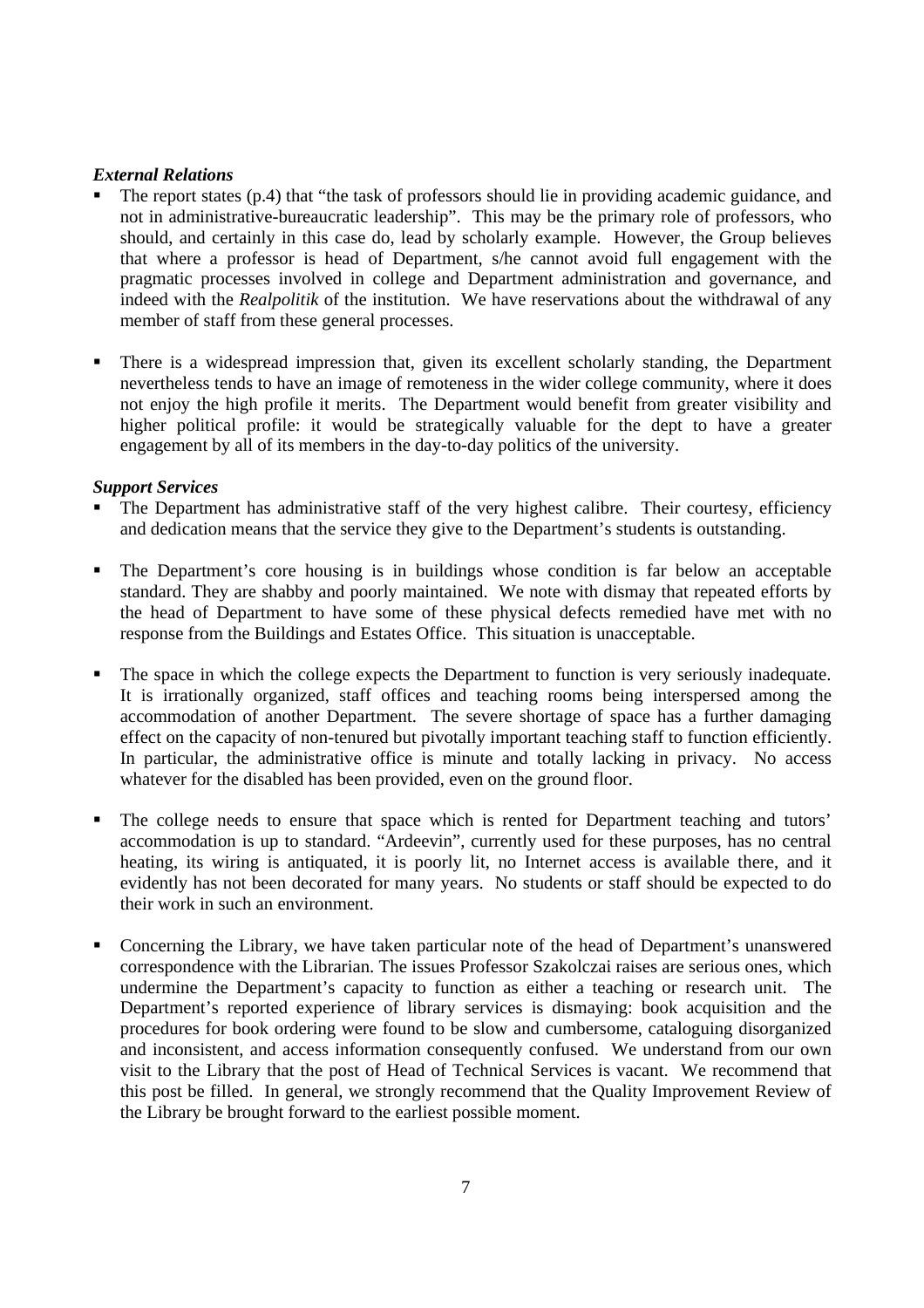***External Relations***

- The report states (p.4) that "the task of professors should lie in providing academic guidance, and not in administrative-bureaucratic leadership". This may be the primary role of professors, who should, and certainly in this case do, lead by scholarly example. However, the Group believes that where a professor is head of Department, s/he cannot avoid full engagement with the pragmatic processes involved in college and Department administration and governance, and indeed with the *Realpolitik* of the institution. We have reservations about the withdrawal of any member of staff from these general processes.

- There is a widespread impression that, given its excellent scholarly standing, the Department nevertheless tends to have an image of remoteness in the wider college community, where it does not enjoy the high profile it merits. The Department would benefit from greater visibility and higher political profile: it would be strategically valuable for the dept to have a greater engagement by all of its members in the day-to-day politics of the university.

***Support Services***

- The Department has administrative staff of the very highest calibre. Their courtesy, efficiency and dedication means that the service they give to the Department's students is outstanding.

- The Department's core housing is in buildings whose condition is far below an acceptable standard. They are shabby and poorly maintained. We note with dismay that repeated efforts by the head of Department to have some of these physical defects remedied have met with no response from the Buildings and Estates Office. This situation is unacceptable.

- The space in which the college expects the Department to function is very seriously inadequate. It is irrationally organized, staff offices and teaching rooms being interspersed among the accommodation of another Department. The severe shortage of space has a further damaging effect on the capacity of non-tenured but pivotally important teaching staff to function efficiently. In particular, the administrative office is minute and totally lacking in privacy. No access whatever for the disabled has been provided, even on the ground floor.

- The college needs to ensure that space which is rented for Department teaching and tutors' accommodation is up to standard. "Ardeevin", currently used for these purposes, has no central heating, its wiring is antiquated, it is poorly lit, no Internet access is available there, and it evidently has not been decorated for many years. No students or staff should be expected to do their work in such an environment.

- Concerning the Library, we have taken particular note of the head of Department's unanswered correspondence with the Librarian. The issues Professor Szakolczai raises are serious ones, which undermine the Department's capacity to function as either a teaching or research unit. The Department's reported experience of library services is dismaying: book acquisition and the procedures for book ordering were found to be slow and cumbersome, cataloguing disorganized and inconsistent, and access information consequently confused. We understand from our own visit to the Library that the post of Head of Technical Services is vacant. We recommend that this post be filled. In general, we strongly recommend that the Quality Improvement Review of the Library be brought forward to the earliest possible moment.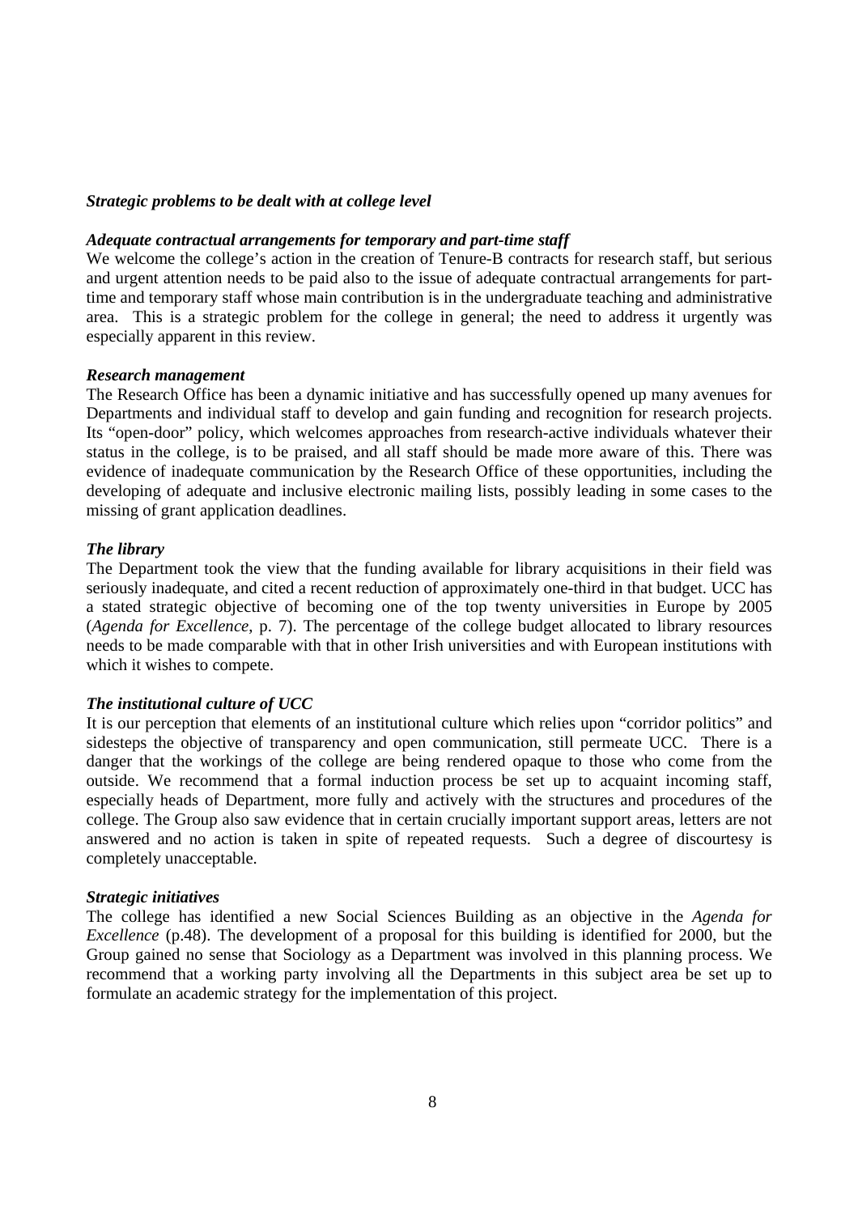### *Strategic problems to be dealt with at college level*

#### *Adequate contractual arrangements for temporary and part-time staff*

We welcome the college's action in the creation of Tenure-B contracts for research staff, but serious and urgent attention needs to be paid also to the issue of adequate contractual arrangements for part-time and temporary staff whose main contribution is in the undergraduate teaching and administrative area. This is a strategic problem for the college in general; the need to address it urgently was especially apparent in this review.

#### *Research management*

The Research Office has been a dynamic initiative and has successfully opened up many avenues for Departments and individual staff to develop and gain funding and recognition for research projects. Its "open-door" policy, which welcomes approaches from research-active individuals whatever their status in the college, is to be praised, and all staff should be made more aware of this. There was evidence of inadequate communication by the Research Office of these opportunities, including the developing of adequate and inclusive electronic mailing lists, possibly leading in some cases to the missing of grant application deadlines.

#### *The library*

The Department took the view that the funding available for library acquisitions in their field was seriously inadequate, and cited a recent reduction of approximately one-third in that budget. UCC has a stated strategic objective of becoming one of the top twenty universities in Europe by 2005 (*Agenda for Excellence*, p. 7). The percentage of the college budget allocated to library resources needs to be made comparable with that in other Irish universities and with European institutions with which it wishes to compete.

#### *The institutional culture of UCC*

It is our perception that elements of an institutional culture which relies upon "corridor politics" and sidesteps the objective of transparency and open communication, still permeate UCC. There is a danger that the workings of the college are being rendered opaque to those who come from the outside. We recommend that a formal induction process be set up to acquaint incoming staff, especially heads of Department, more fully and actively with the structures and procedures of the college. The Group also saw evidence that in certain crucially important support areas, letters are not answered and no action is taken in spite of repeated requests. Such a degree of discourtesy is completely unacceptable.

#### *Strategic initiatives*

The college has identified a new Social Sciences Building as an objective in the *Agenda for Excellence* (p.48). The development of a proposal for this building is identified for 2000, but the Group gained no sense that Sociology as a Department was involved in this planning process. We recommend that a working party involving all the Departments in this subject area be set up to formulate an academic strategy for the implementation of this project.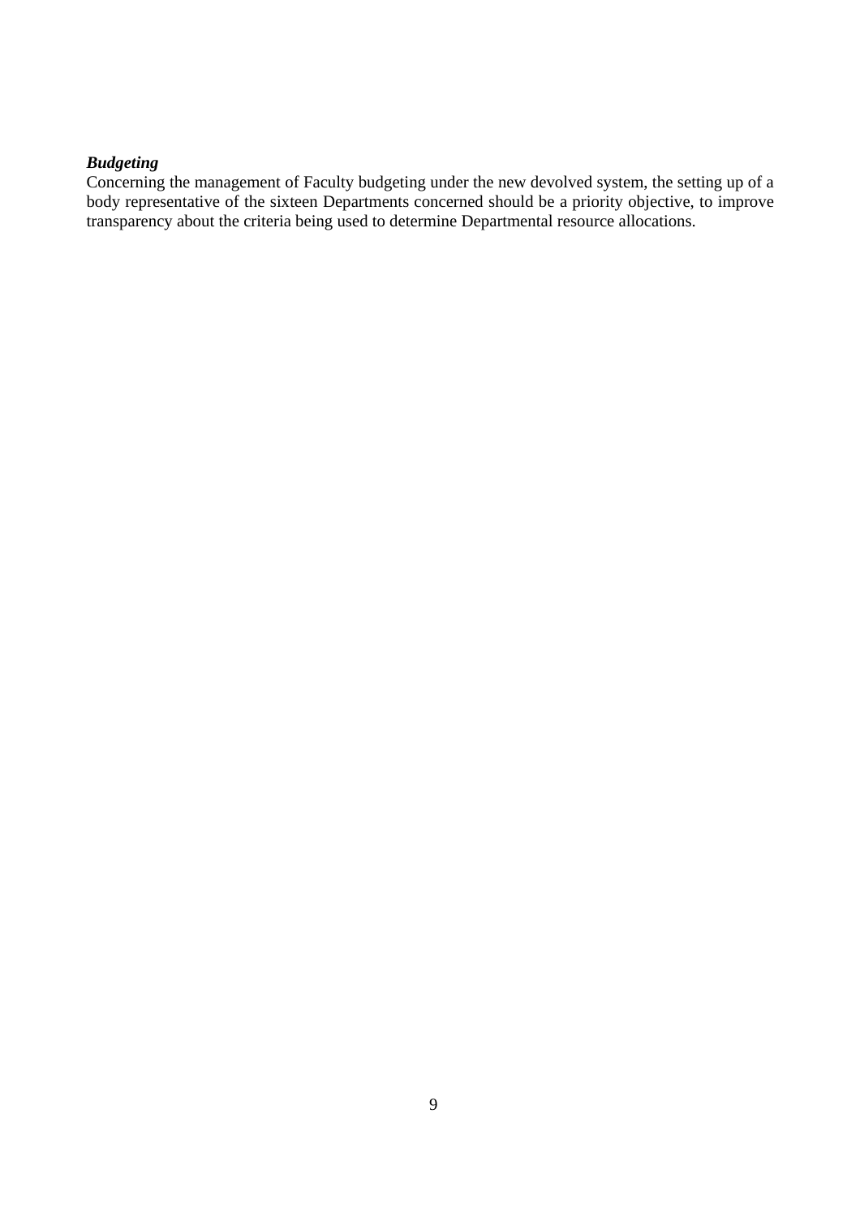***Budgeting***

Concerning the management of Faculty budgeting under the new devolved system, the setting up of a body representative of the sixteen Departments concerned should be a priority objective, to improve transparency about the criteria being used to determine Departmental resource allocations.